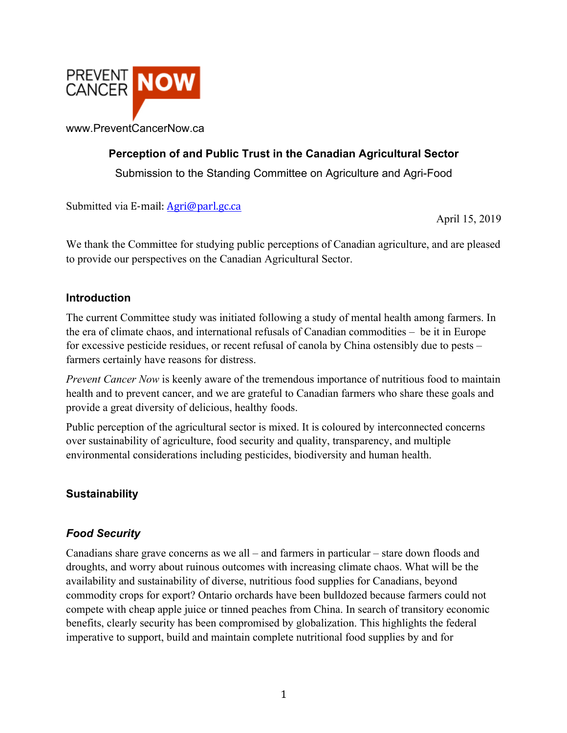PREVENT CANCER **NOW**

www.PreventCancerNow.ca

**Perception of and Public Trust in the Canadian Agricultural Sector**

Submission to the Standing Committee on Agriculture and Agri-Food

Submitted via E-mail: [Agri@parl.gc.ca](mailto:Agri@parl.gc.ca)

April 15, 2019

We thank the Committee for studying public perceptions of Canadian agriculture, and are pleased to provide our perspectives on the Canadian Agricultural Sector.

## Introduction

The current Committee study was initiated following a study of mental health among farmers. In the era of climate chaos, and international refusals of Canadian commodities – be it in Europe for excessive pesticide residues, or recent refusal of canola by China ostensibly due to pests – farmers certainly have reasons for distress.

*Prevent Cancer Now* is keenly aware of the tremendous importance of nutritious food to maintain health and to prevent cancer, and we are grateful to Canadian farmers who share these goals and provide a great diversity of delicious, healthy foods.

Public perception of the agricultural sector is mixed. It is coloured by interconnected concerns over sustainability of agriculture, food security and quality, transparency, and multiple environmental considerations including pesticides, biodiversity and human health.

## Sustainability

### *Food Security*

Canadians share grave concerns as we all – and farmers in particular – stare down floods and droughts, and worry about ruinous outcomes with increasing climate chaos. What will be the availability and sustainability of diverse, nutritious food supplies for Canadians, beyond commodity crops for export? Ontario orchards have been bulldozed because farmers could not compete with cheap apple juice or tinned peaches from China. In search of transitory economic benefits, clearly security has been compromised by globalization. This highlights the federal imperative to support, build and maintain complete nutritional food supplies by and for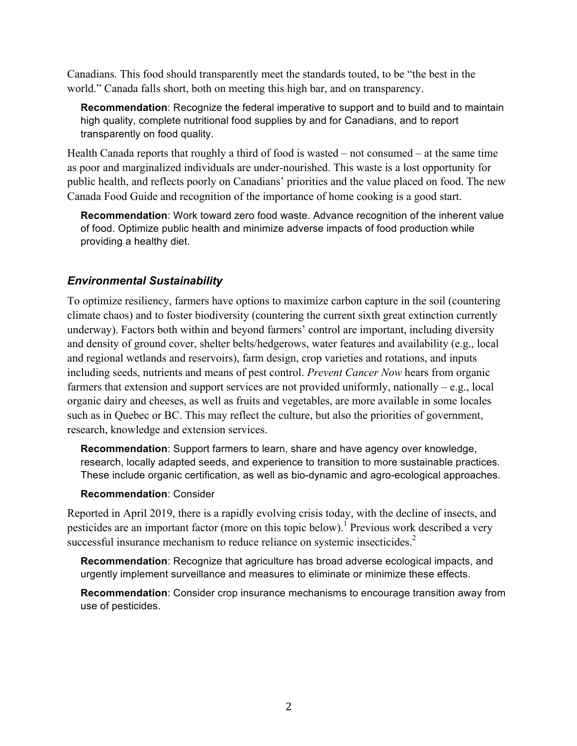Canadians. This food should transparently meet the standards touted, to be "the best in the world." Canada falls short, both on meeting this high bar, and on transparency.

**Recommendation**: Recognize the federal imperative to support and to build and to maintain high quality, complete nutritional food supplies by and for Canadians, and to report transparently on food quality.

Health Canada reports that roughly a third of food is wasted – not consumed – at the same time as poor and marginalized individuals are under-nourished. This waste is a lost opportunity for public health, and reflects poorly on Canadians' priorities and the value placed on food. The new Canada Food Guide and recognition of the importance of home cooking is a good start.

**Recommendation**: Work toward zero food waste. Advance recognition of the inherent value of food. Optimize public health and minimize adverse impacts of food production while providing a healthy diet.

### *Environmental Sustainability*

To optimize resiliency, farmers have options to maximize carbon capture in the soil (countering climate chaos) and to foster biodiversity (countering the current sixth great extinction currently underway). Factors both within and beyond farmers' control are important, including diversity and density of ground cover, shelter belts/hedgerows, water features and availability (e.g., local and regional wetlands and reservoirs), farm design, crop varieties and rotations, and inputs including seeds, nutrients and means of pest control. *Prevent Cancer Now* hears from organic farmers that extension and support services are not provided uniformly, nationally – e.g., local organic dairy and cheeses, as well as fruits and vegetables, are more available in some locales such as in Quebec or BC. This may reflect the culture, but also the priorities of government, research, knowledge and extension services.

**Recommendation**: Support farmers to learn, share and have agency over knowledge, research, locally adapted seeds, and experience to transition to more sustainable practices. These include organic certification, as well as bio-dynamic and agro-ecological approaches.

**Recommendation**: Consider

Reported in April 2019, there is a rapidly evolving crisis today, with the decline of insects, and pesticides are an important factor (more on this topic below).[1] Previous work described a very successful insurance mechanism to reduce reliance on systemic insecticides.[2]

**Recommendation**: Recognize that agriculture has broad adverse ecological impacts, and urgently implement surveillance and measures to eliminate or minimize these effects.

**Recommendation**: Consider crop insurance mechanisms to encourage transition away from use of pesticides.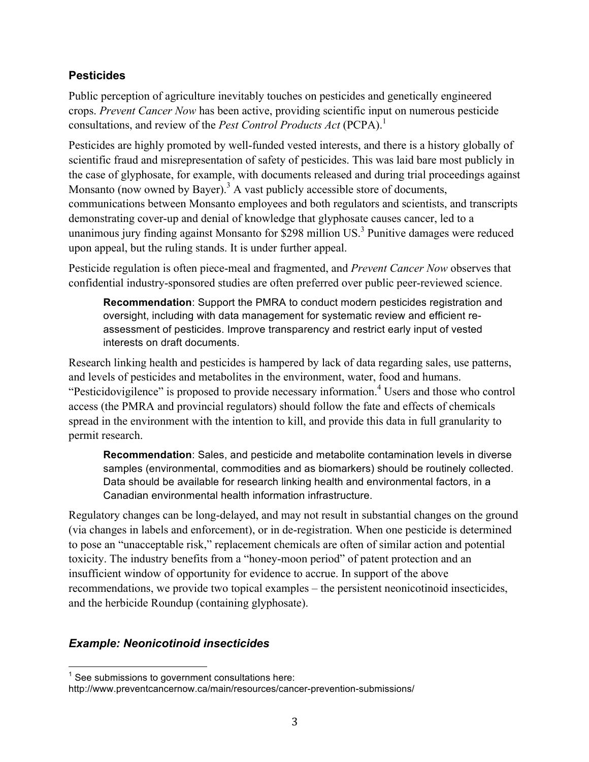## Pesticides

Public perception of agriculture inevitably touches on pesticides and genetically engineered crops. *Prevent Cancer Now* has been active, providing scientific input on numerous pesticide consultations, and review of the *Pest Control Products Act* (PCPA).[1]

Pesticides are highly promoted by well-funded vested interests, and there is a history globally of scientific fraud and misrepresentation of safety of pesticides. This was laid bare most publicly in the case of glyphosate, for example, with documents released and during trial proceedings against Monsanto (now owned by Bayer).[3] A vast publicly accessible store of documents, communications between Monsanto employees and both regulators and scientists, and transcripts demonstrating cover-up and denial of knowledge that glyphosate causes cancer, led to a unanimous jury finding against Monsanto for $298 million US.[3] Punitive damages were reduced upon appeal, but the ruling stands. It is under further appeal.

Pesticide regulation is often piece-meal and fragmented, and *Prevent Cancer Now* observes that confidential industry-sponsored studies are often preferred over public peer-reviewed science.

> **Recommendation**: Support the PMRA to conduct modern pesticides registration and oversight, including with data management for systematic review and efficient re-assessment of pesticides. Improve transparency and restrict early input of vested interests on draft documents.

Research linking health and pesticides is hampered by lack of data regarding sales, use patterns, and levels of pesticides and metabolites in the environment, water, food and humans. "Pesticidovigilence" is proposed to provide necessary information.[4] Users and those who control access (the PMRA and provincial regulators) should follow the fate and effects of chemicals spread in the environment with the intention to kill, and provide this data in full granularity to permit research.

> **Recommendation**: Sales, and pesticide and metabolite contamination levels in diverse samples (environmental, commodities and as biomarkers) should be routinely collected. Data should be available for research linking health and environmental factors, in a Canadian environmental health information infrastructure.

Regulatory changes can be long-delayed, and may not result in substantial changes on the ground (via changes in labels and enforcement), or in de-registration. When one pesticide is determined to pose an "unacceptable risk," replacement chemicals are often of similar action and potential toxicity. The industry benefits from a "honey-moon period" of patent protection and an insufficient window of opportunity for evidence to accrue. In support of the above recommendations, we provide two topical examples – the persistent neonicotinoid insecticides, and the herbicide Roundup (containing glyphosate).

### *Example: Neonicotinoid insecticides*

[1] See submissions to government consultations here: http://www.preventcancernow.ca/main/resources/cancer-prevention-submissions/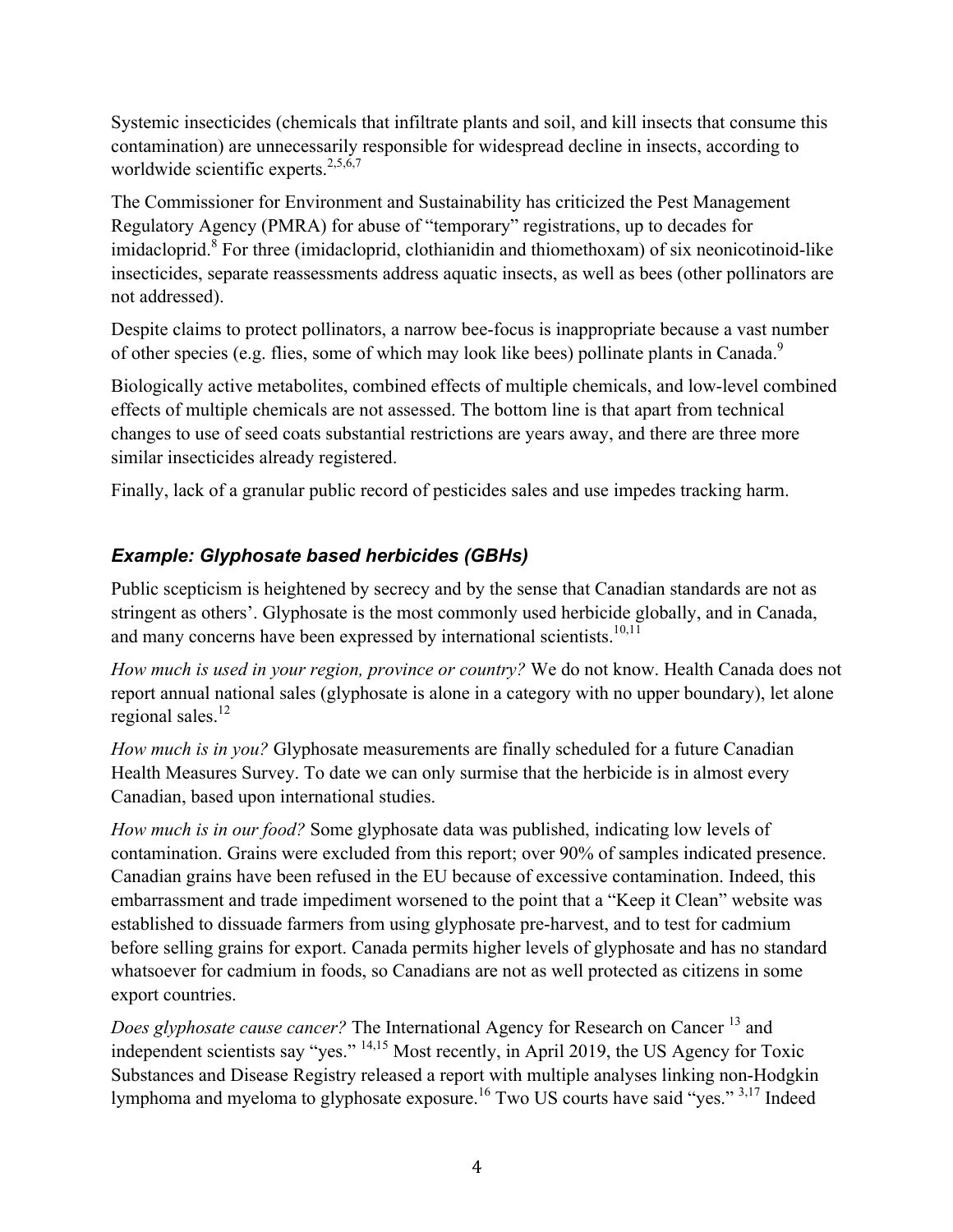Systemic insecticides (chemicals that infiltrate plants and soil, and kill insects that consume this contamination) are unnecessarily responsible for widespread decline in insects, according to worldwide scientific experts.[2,5,6,7]

The Commissioner for Environment and Sustainability has criticized the Pest Management Regulatory Agency (PMRA) for abuse of "temporary" registrations, up to decades for imidacloprid.[8] For three (imidacloprid, clothianidin and thiomethoxam) of six neonicotinoid-like insecticides, separate reassessments address aquatic insects, as well as bees (other pollinators are not addressed).

Despite claims to protect pollinators, a narrow bee-focus is inappropriate because a vast number of other species (e.g. flies, some of which may look like bees) pollinate plants in Canada.[9]

Biologically active metabolites, combined effects of multiple chemicals, and low-level combined effects of multiple chemicals are not assessed. The bottom line is that apart from technical changes to use of seed coats substantial restrictions are years away, and there are three more similar insecticides already registered.

Finally, lack of a granular public record of pesticides sales and use impedes tracking harm.

### *Example: Glyphosate based herbicides (GBHs)*

Public scepticism is heightened by secrecy and by the sense that Canadian standards are not as stringent as others'. Glyphosate is the most commonly used herbicide globally, and in Canada, and many concerns have been expressed by international scientists.[10,11]

*How much is used in your region, province or country?* We do not know. Health Canada does not report annual national sales (glyphosate is alone in a category with no upper boundary), let alone regional sales.[12]

*How much is in you?* Glyphosate measurements are finally scheduled for a future Canadian Health Measures Survey. To date we can only surmise that the herbicide is in almost every Canadian, based upon international studies.

*How much is in our food?* Some glyphosate data was published, indicating low levels of contamination. Grains were excluded from this report; over 90% of samples indicated presence. Canadian grains have been refused in the EU because of excessive contamination. Indeed, this embarrassment and trade impediment worsened to the point that a "Keep it Clean" website was established to dissuade farmers from using glyphosate pre-harvest, and to test for cadmium before selling grains for export. Canada permits higher levels of glyphosate and has no standard whatsoever for cadmium in foods, so Canadians are not as well protected as citizens in some export countries.

*Does glyphosate cause cancer?* The International Agency for Research on Cancer [13] and independent scientists say "yes." [14,15] Most recently, in April 2019, the US Agency for Toxic Substances and Disease Registry released a report with multiple analyses linking non-Hodgkin lymphoma and myeloma to glyphosate exposure.[16] Two US courts have said "yes." [3,17] Indeed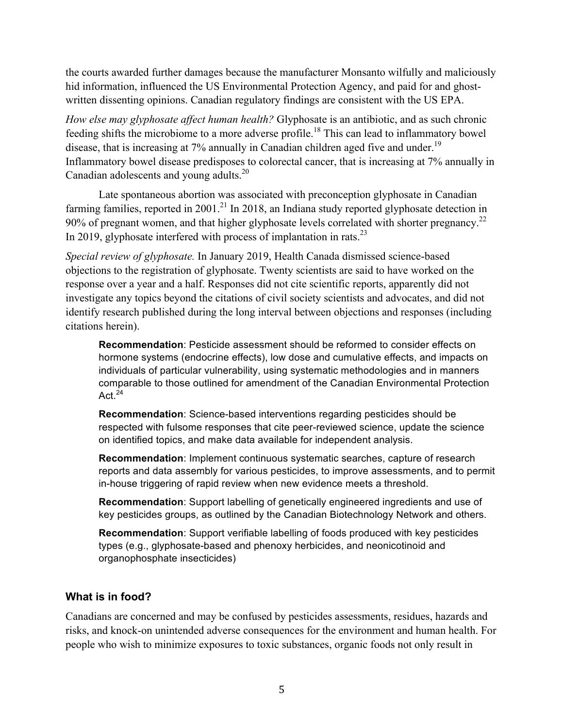the courts awarded further damages because the manufacturer Monsanto wilfully and maliciously hid information, influenced the US Environmental Protection Agency, and paid for and ghost-written dissenting opinions. Canadian regulatory findings are consistent with the US EPA.

*How else may glyphosate affect human health?* Glyphosate is an antibiotic, and as such chronic feeding shifts the microbiome to a more adverse profile.[18] This can lead to inflammatory bowel disease, that is increasing at 7% annually in Canadian children aged five and under.[19] Inflammatory bowel disease predisposes to colorectal cancer, that is increasing at 7% annually in Canadian adolescents and young adults.[20]

Late spontaneous abortion was associated with preconception glyphosate in Canadian farming families, reported in 2001.[21] In 2018, an Indiana study reported glyphosate detection in 90% of pregnant women, and that higher glyphosate levels correlated with shorter pregnancy.[22] In 2019, glyphosate interfered with process of implantation in rats.[23]

*Special review of glyphosate.* In January 2019, Health Canada dismissed science-based objections to the registration of glyphosate. Twenty scientists are said to have worked on the response over a year and a half. Responses did not cite scientific reports, apparently did not investigate any topics beyond the citations of civil society scientists and advocates, and did not identify research published during the long interval between objections and responses (including citations herein).

> **Recommendation**: Pesticide assessment should be reformed to consider effects on hormone systems (endocrine effects), low dose and cumulative effects, and impacts on individuals of particular vulnerability, using systematic methodologies and in manners comparable to those outlined for amendment of the Canadian Environmental Protection Act.[24]
>
> **Recommendation**: Science-based interventions regarding pesticides should be respected with fulsome responses that cite peer-reviewed science, update the science on identified topics, and make data available for independent analysis.
>
> **Recommendation**: Implement continuous systematic searches, capture of research reports and data assembly for various pesticides, to improve assessments, and to permit in-house triggering of rapid review when new evidence meets a threshold.
>
> **Recommendation**: Support labelling of genetically engineered ingredients and use of key pesticides groups, as outlined by the Canadian Biotechnology Network and others.
>
> **Recommendation**: Support verifiable labelling of foods produced with key pesticides types (e.g., glyphosate-based and phenoxy herbicides, and neonicotinoid and organophosphate insecticides)

## What is in food?

Canadians are concerned and may be confused by pesticides assessments, residues, hazards and risks, and knock-on unintended adverse consequences for the environment and human health. For people who wish to minimize exposures to toxic substances, organic foods not only result in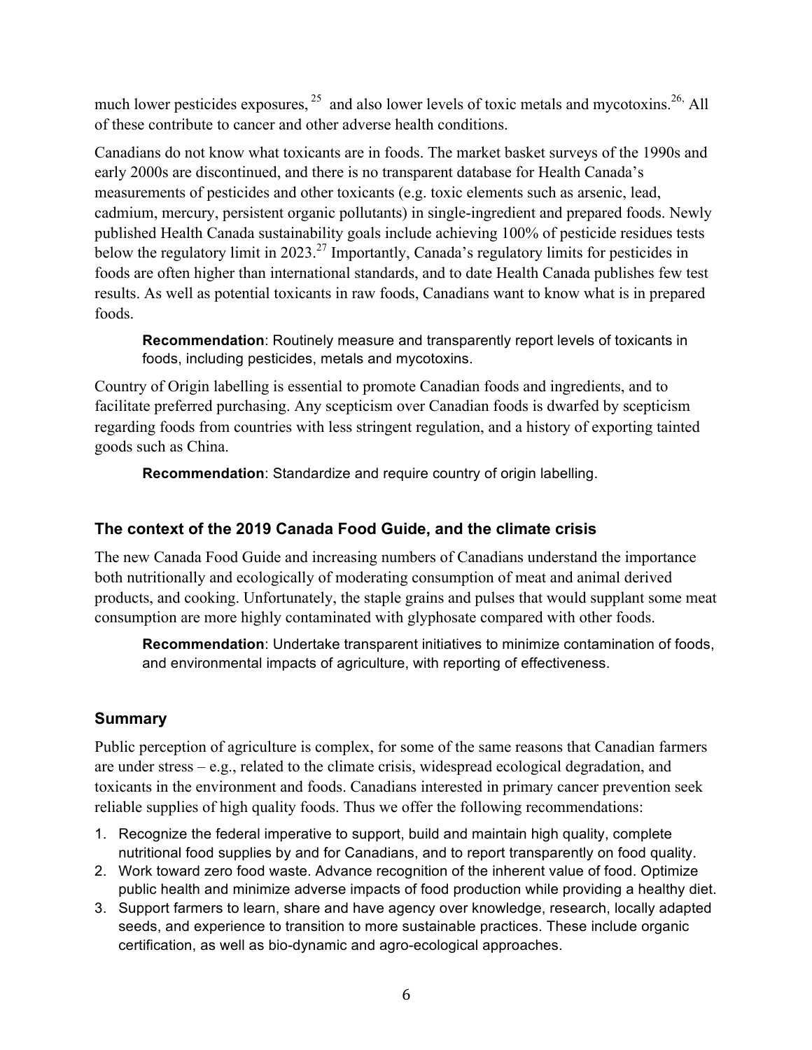much lower pesticides exposures, [25] and also lower levels of toxic metals and mycotoxins.[26,] All of these contribute to cancer and other adverse health conditions.

Canadians do not know what toxicants are in foods. The market basket surveys of the 1990s and early 2000s are discontinued, and there is no transparent database for Health Canada's measurements of pesticides and other toxicants (e.g. toxic elements such as arsenic, lead, cadmium, mercury, persistent organic pollutants) in single-ingredient and prepared foods. Newly published Health Canada sustainability goals include achieving 100% of pesticide residues tests below the regulatory limit in 2023.[27] Importantly, Canada's regulatory limits for pesticides in foods are often higher than international standards, and to date Health Canada publishes few test results. As well as potential toxicants in raw foods, Canadians want to know what is in prepared foods.

> **Recommendation**: Routinely measure and transparently report levels of toxicants in foods, including pesticides, metals and mycotoxins.

Country of Origin labelling is essential to promote Canadian foods and ingredients, and to facilitate preferred purchasing. Any scepticism over Canadian foods is dwarfed by scepticism regarding foods from countries with less stringent regulation, and a history of exporting tainted goods such as China.

> **Recommendation**: Standardize and require country of origin labelling.

## The context of the 2019 Canada Food Guide, and the climate crisis

The new Canada Food Guide and increasing numbers of Canadians understand the importance both nutritionally and ecologically of moderating consumption of meat and animal derived products, and cooking. Unfortunately, the staple grains and pulses that would supplant some meat consumption are more highly contaminated with glyphosate compared with other foods.

> **Recommendation**: Undertake transparent initiatives to minimize contamination of foods, and environmental impacts of agriculture, with reporting of effectiveness.

## Summary

Public perception of agriculture is complex, for some of the same reasons that Canadian farmers are under stress – e.g., related to the climate crisis, widespread ecological degradation, and toxicants in the environment and foods. Canadians interested in primary cancer prevention seek reliable supplies of high quality foods. Thus we offer the following recommendations:

1. Recognize the federal imperative to support, build and maintain high quality, complete nutritional food supplies by and for Canadians, and to report transparently on food quality.
2. Work toward zero food waste. Advance recognition of the inherent value of food. Optimize public health and minimize adverse impacts of food production while providing a healthy diet.
3. Support farmers to learn, share and have agency over knowledge, research, locally adapted seeds, and experience to transition to more sustainable practices. These include organic certification, as well as bio-dynamic and agro-ecological approaches.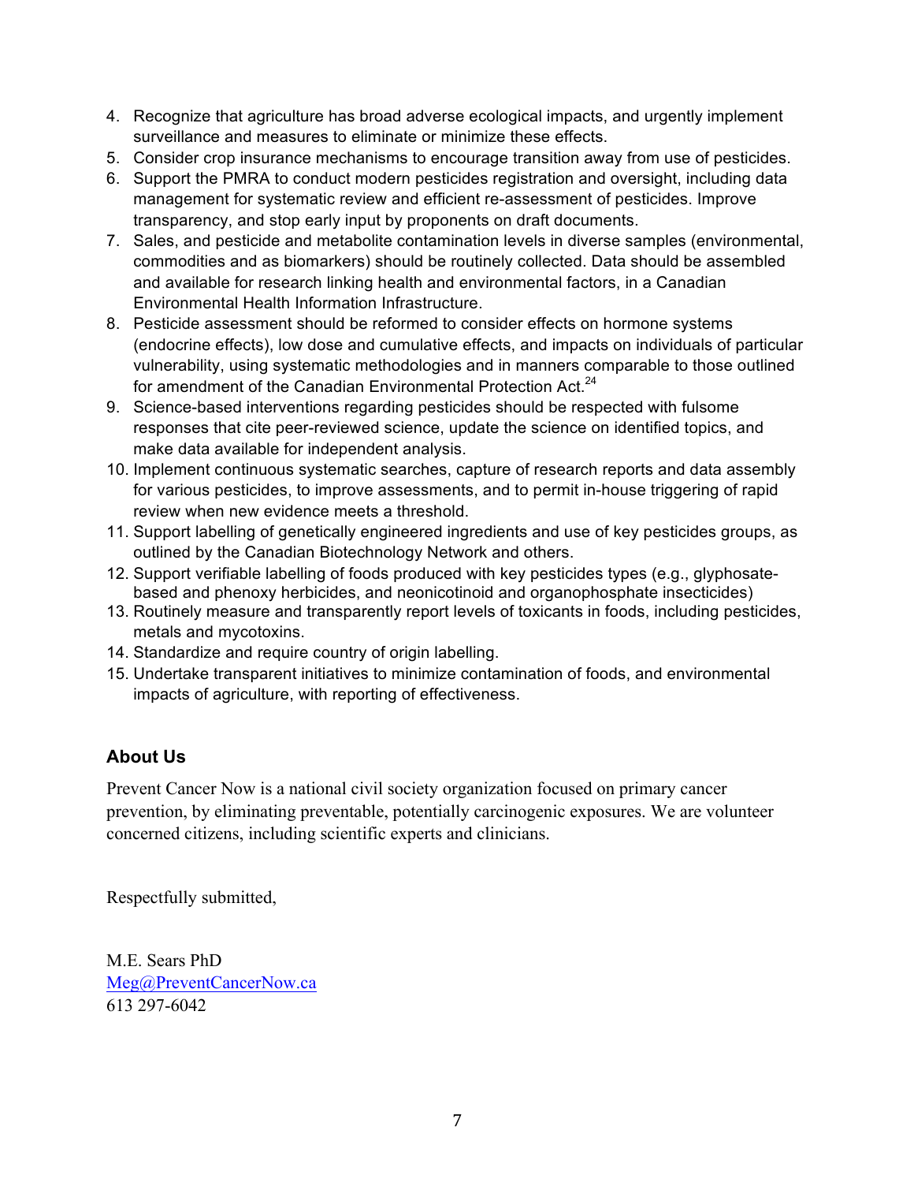4. Recognize that agriculture has broad adverse ecological impacts, and urgently implement surveillance and measures to eliminate or minimize these effects.
5. Consider crop insurance mechanisms to encourage transition away from use of pesticides.
6. Support the PMRA to conduct modern pesticides registration and oversight, including data management for systematic review and efficient re-assessment of pesticides. Improve transparency, and stop early input by proponents on draft documents.
7. Sales, and pesticide and metabolite contamination levels in diverse samples (environmental, commodities and as biomarkers) should be routinely collected. Data should be assembled and available for research linking health and environmental factors, in a Canadian Environmental Health Information Infrastructure.
8. Pesticide assessment should be reformed to consider effects on hormone systems (endocrine effects), low dose and cumulative effects, and impacts on individuals of particular vulnerability, using systematic methodologies and in manners comparable to those outlined for amendment of the Canadian Environmental Protection Act.[24]
9. Science-based interventions regarding pesticides should be respected with fulsome responses that cite peer-reviewed science, update the science on identified topics, and make data available for independent analysis.
10. Implement continuous systematic searches, capture of research reports and data assembly for various pesticides, to improve assessments, and to permit in-house triggering of rapid review when new evidence meets a threshold.
11. Support labelling of genetically engineered ingredients and use of key pesticides groups, as outlined by the Canadian Biotechnology Network and others.
12. Support verifiable labelling of foods produced with key pesticides types (e.g., glyphosate-based and phenoxy herbicides, and neonicotinoid and organophosphate insecticides)
13. Routinely measure and transparently report levels of toxicants in foods, including pesticides, metals and mycotoxins.
14. Standardize and require country of origin labelling.
15. Undertake transparent initiatives to minimize contamination of foods, and environmental impacts of agriculture, with reporting of effectiveness.

## About Us

Prevent Cancer Now is a national civil society organization focused on primary cancer prevention, by eliminating preventable, potentially carcinogenic exposures. We are volunteer concerned citizens, including scientific experts and clinicians.

Respectfully submitted,

M.E. Sears PhD
Meg@PreventCancerNow.ca
613 297-6042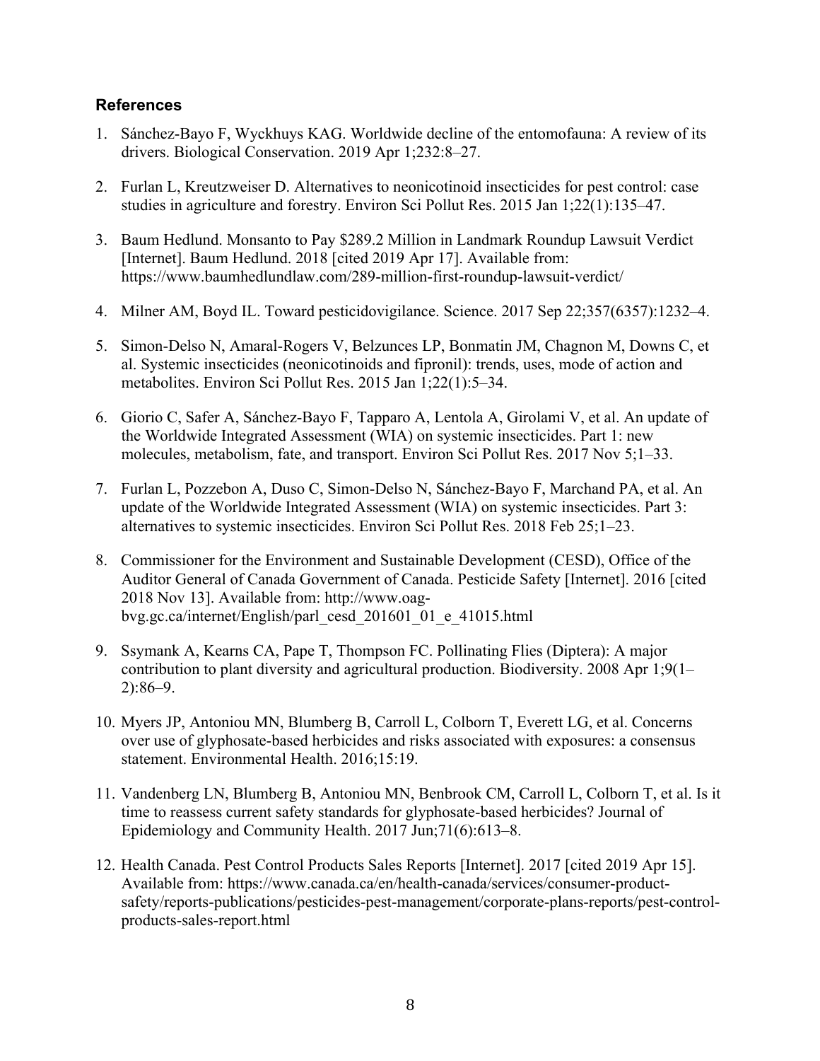### References

1. Sánchez-Bayo F, Wyckhuys KAG. Worldwide decline of the entomofauna: A review of its drivers. Biological Conservation. 2019 Apr 1;232:8–27.

2. Furlan L, Kreutzweiser D. Alternatives to neonicotinoid insecticides for pest control: case studies in agriculture and forestry. Environ Sci Pollut Res. 2015 Jan 1;22(1):135–47.

3. Baum Hedlund. Monsanto to Pay $289.2 Million in Landmark Roundup Lawsuit Verdict [Internet]. Baum Hedlund. 2018 [cited 2019 Apr 17]. Available from: https://www.baumhedlundlaw.com/289-million-first-roundup-lawsuit-verdict/

4. Milner AM, Boyd IL. Toward pesticidovigilance. Science. 2017 Sep 22;357(6357):1232–4.

5. Simon-Delso N, Amaral-Rogers V, Belzunces LP, Bonmatin JM, Chagnon M, Downs C, et al. Systemic insecticides (neonicotinoids and fipronil): trends, uses, mode of action and metabolites. Environ Sci Pollut Res. 2015 Jan 1;22(1):5–34.

6. Giorio C, Safer A, Sánchez-Bayo F, Tapparo A, Lentola A, Girolami V, et al. An update of the Worldwide Integrated Assessment (WIA) on systemic insecticides. Part 1: new molecules, metabolism, fate, and transport. Environ Sci Pollut Res. 2017 Nov 5;1–33.

7. Furlan L, Pozzebon A, Duso C, Simon-Delso N, Sánchez-Bayo F, Marchand PA, et al. An update of the Worldwide Integrated Assessment (WIA) on systemic insecticides. Part 3: alternatives to systemic insecticides. Environ Sci Pollut Res. 2018 Feb 25;1–23.

8. Commissioner for the Environment and Sustainable Development (CESD), Office of the Auditor General of Canada Government of Canada. Pesticide Safety [Internet]. 2016 [cited 2018 Nov 13]. Available from: http://www.oag-bvg.gc.ca/internet/English/parl_cesd_201601_01_e_41015.html

9. Ssymank A, Kearns CA, Pape T, Thompson FC. Pollinating Flies (Diptera): A major contribution to plant diversity and agricultural production. Biodiversity. 2008 Apr 1;9(1–2):86–9.

10. Myers JP, Antoniou MN, Blumberg B, Carroll L, Colborn T, Everett LG, et al. Concerns over use of glyphosate-based herbicides and risks associated with exposures: a consensus statement. Environmental Health. 2016;15:19.

11. Vandenberg LN, Blumberg B, Antoniou MN, Benbrook CM, Carroll L, Colborn T, et al. Is it time to reassess current safety standards for glyphosate-based herbicides? Journal of Epidemiology and Community Health. 2017 Jun;71(6):613–8.

12. Health Canada. Pest Control Products Sales Reports [Internet]. 2017 [cited 2019 Apr 15]. Available from: https://www.canada.ca/en/health-canada/services/consumer-product-safety/reports-publications/pesticides-pest-management/corporate-plans-reports/pest-control-products-sales-report.html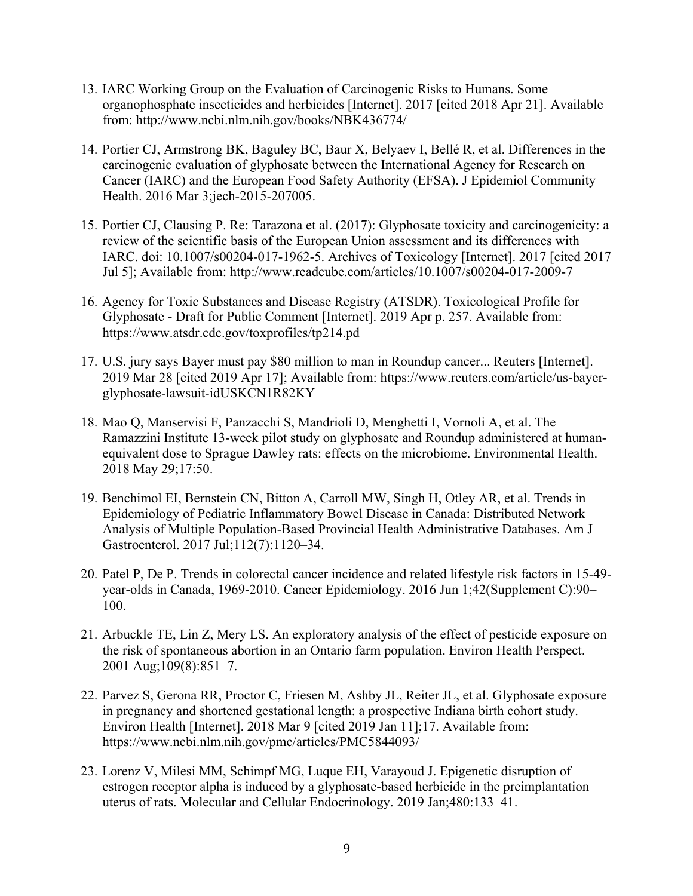13. IARC Working Group on the Evaluation of Carcinogenic Risks to Humans. Some organophosphate insecticides and herbicides [Internet]. 2017 [cited 2018 Apr 21]. Available from: http://www.ncbi.nlm.nih.gov/books/NBK436774/

14. Portier CJ, Armstrong BK, Baguley BC, Baur X, Belyaev I, Bellé R, et al. Differences in the carcinogenic evaluation of glyphosate between the International Agency for Research on Cancer (IARC) and the European Food Safety Authority (EFSA). J Epidemiol Community Health. 2016 Mar 3;jech-2015-207005.

15. Portier CJ, Clausing P. Re: Tarazona et al. (2017): Glyphosate toxicity and carcinogenicity: a review of the scientific basis of the European Union assessment and its differences with IARC. doi: 10.1007/s00204-017-1962-5. Archives of Toxicology [Internet]. 2017 [cited 2017 Jul 5]; Available from: http://www.readcube.com/articles/10.1007/s00204-017-2009-7

16. Agency for Toxic Substances and Disease Registry (ATSDR). Toxicological Profile for Glyphosate - Draft for Public Comment [Internet]. 2019 Apr p. 257. Available from: https://www.atsdr.cdc.gov/toxprofiles/tp214.pd

17. U.S. jury says Bayer must pay $80 million to man in Roundup cancer... Reuters [Internet]. 2019 Mar 28 [cited 2019 Apr 17]; Available from: https://www.reuters.com/article/us-bayer-glyphosate-lawsuit-idUSKCN1R82KY

18. Mao Q, Manservisi F, Panzacchi S, Mandrioli D, Menghetti I, Vornoli A, et al. The Ramazzini Institute 13-week pilot study on glyphosate and Roundup administered at human-equivalent dose to Sprague Dawley rats: effects on the microbiome. Environmental Health. 2018 May 29;17:50.

19. Benchimol EI, Bernstein CN, Bitton A, Carroll MW, Singh H, Otley AR, et al. Trends in Epidemiology of Pediatric Inflammatory Bowel Disease in Canada: Distributed Network Analysis of Multiple Population-Based Provincial Health Administrative Databases. Am J Gastroenterol. 2017 Jul;112(7):1120–34.

20. Patel P, De P. Trends in colorectal cancer incidence and related lifestyle risk factors in 15-49-year-olds in Canada, 1969-2010. Cancer Epidemiology. 2016 Jun 1;42(Supplement C):90–100.

21. Arbuckle TE, Lin Z, Mery LS. An exploratory analysis of the effect of pesticide exposure on the risk of spontaneous abortion in an Ontario farm population. Environ Health Perspect. 2001 Aug;109(8):851–7.

22. Parvez S, Gerona RR, Proctor C, Friesen M, Ashby JL, Reiter JL, et al. Glyphosate exposure in pregnancy and shortened gestational length: a prospective Indiana birth cohort study. Environ Health [Internet]. 2018 Mar 9 [cited 2019 Jan 11];17. Available from: https://www.ncbi.nlm.nih.gov/pmc/articles/PMC5844093/

23. Lorenz V, Milesi MM, Schimpf MG, Luque EH, Varayoud J. Epigenetic disruption of estrogen receptor alpha is induced by a glyphosate-based herbicide in the preimplantation uterus of rats. Molecular and Cellular Endocrinology. 2019 Jan;480:133–41.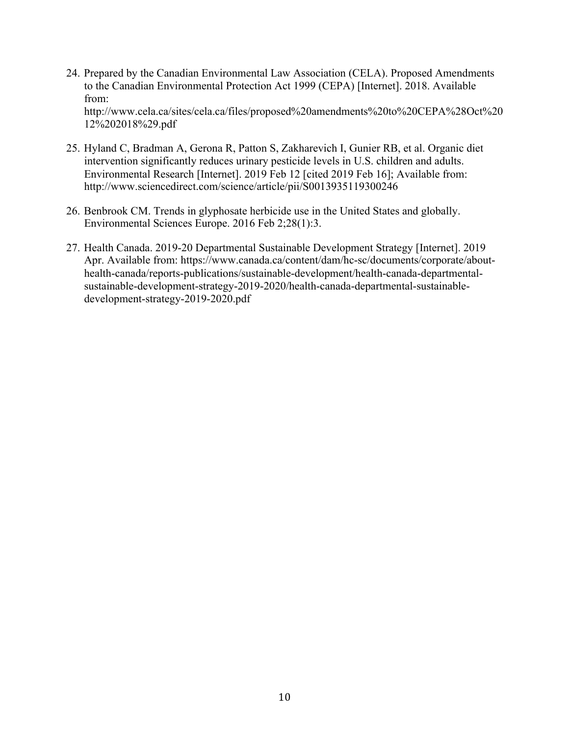24. Prepared by the Canadian Environmental Law Association (CELA). Proposed Amendments to the Canadian Environmental Protection Act 1999 (CEPA) [Internet]. 2018. Available from: http://www.cela.ca/sites/cela.ca/files/proposed%20amendments%20to%20CEPA%28Oct%2012%202018%29.pdf

25. Hyland C, Bradman A, Gerona R, Patton S, Zakharevich I, Gunier RB, et al. Organic diet intervention significantly reduces urinary pesticide levels in U.S. children and adults. Environmental Research [Internet]. 2019 Feb 12 [cited 2019 Feb 16]; Available from: http://www.sciencedirect.com/science/article/pii/S0013935119300246

26. Benbrook CM. Trends in glyphosate herbicide use in the United States and globally. Environmental Sciences Europe. 2016 Feb 2;28(1):3.

27. Health Canada. 2019-20 Departmental Sustainable Development Strategy [Internet]. 2019 Apr. Available from: https://www.canada.ca/content/dam/hc-sc/documents/corporate/about-health-canada/reports-publications/sustainable-development/health-canada-departmental-sustainable-development-strategy-2019-2020/health-canada-departmental-sustainable-development-strategy-2019-2020.pdf